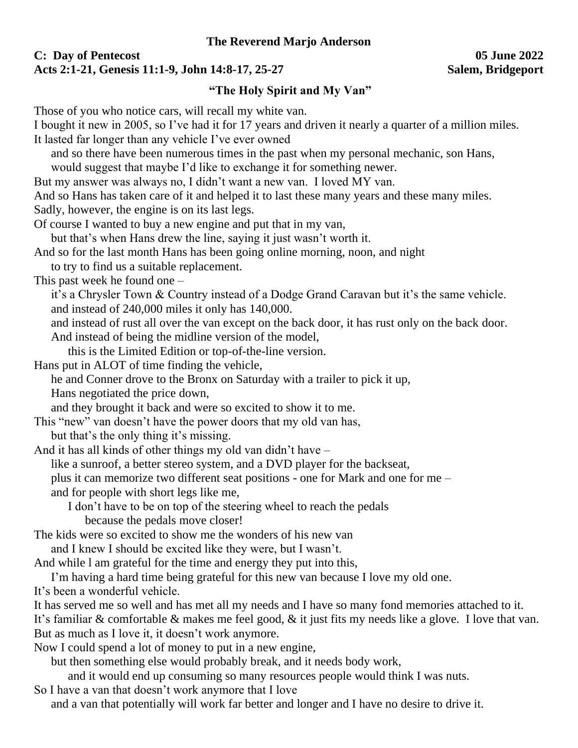**The Reverend Marjo Anderson**

**C: Day of Pentecost** **05 June 2022**
**Acts 2:1-21, Genesis 11:1-9, John 14:8-17, 25-27** **Salem, Bridgeport**

## "The Holy Spirit and My Van"

Those of you who notice cars, will recall my white van.
I bought it new in 2005, so I've had it for 17 years and driven it nearly a quarter of a million miles.
It lasted far longer than any vehicle I've ever owned
and so there have been numerous times in the past when my personal mechanic, son Hans,
would suggest that maybe I'd like to exchange it for something newer.
But my answer was always no, I didn't want a new van. I loved MY van.
And so Hans has taken care of it and helped it to last these many years and these many miles.
Sadly, however, the engine is on its last legs.
Of course I wanted to buy a new engine and put that in my van,
but that's when Hans drew the line, saying it just wasn't worth it.
And so for the last month Hans has been going online morning, noon, and night
to try to find us a suitable replacement.
This past week he found one –
it's a Chrysler Town & Country instead of a Dodge Grand Caravan but it's the same vehicle.
and instead of 240,000 miles it only has 140,000.
and instead of rust all over the van except on the back door, it has rust only on the back door.
And instead of being the midline version of the model,
this is the Limited Edition or top-of-the-line version.
Hans put in ALOT of time finding the vehicle,
he and Conner drove to the Bronx on Saturday with a trailer to pick it up,
Hans negotiated the price down,
and they brought it back and were so excited to show it to me.
This "new" van doesn't have the power doors that my old van has,
but that's the only thing it's missing.
And it has all kinds of other things my old van didn't have –
like a sunroof, a better stereo system, and a DVD player for the backseat,
plus it can memorize two different seat positions - one for Mark and one for me –
and for people with short legs like me,
I don't have to be on top of the steering wheel to reach the pedals
because the pedals move closer!
The kids were so excited to show me the wonders of his new van
and I knew I should be excited like they were, but I wasn't.
And while l am grateful for the time and energy they put into this,
I'm having a hard time being grateful for this new van because I love my old one.
It's been a wonderful vehicle.
It has served me so well and has met all my needs and I have so many fond memories attached to it.
It's familiar & comfortable & makes me feel good, & it just fits my needs like a glove. I love that van.
But as much as I love it, it doesn't work anymore.
Now I could spend a lot of money to put in a new engine,
but then something else would probably break, and it needs body work,
and it would end up consuming so many resources people would think I was nuts.
So I have a van that doesn't work anymore that I love
and a van that potentially will work far better and longer and I have no desire to drive it.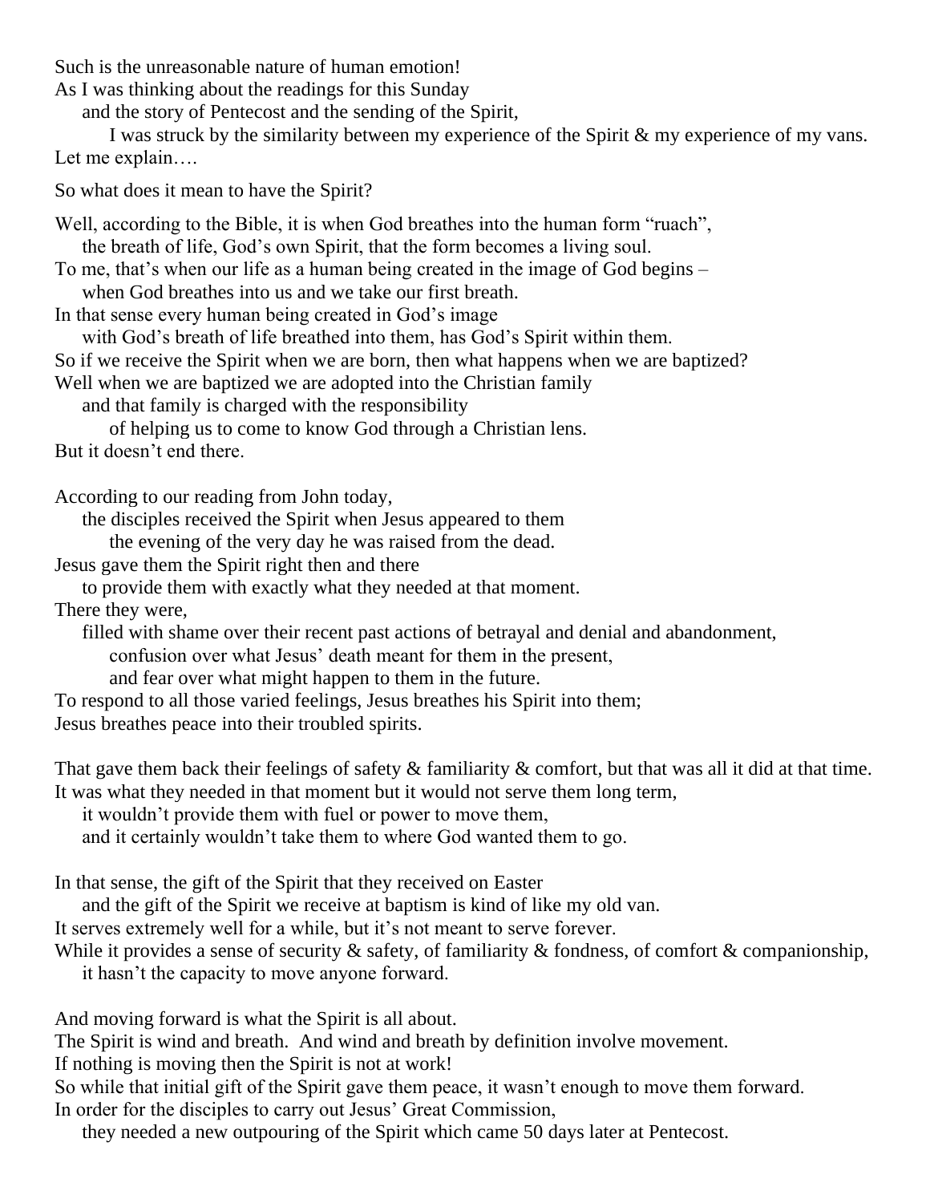Such is the unreasonable nature of human emotion!
As I was thinking about the readings for this Sunday
and the story of Pentecost and the sending of the Spirit,
I was struck by the similarity between my experience of the Spirit & my experience of my vans.
Let me explain….

So what does it mean to have the Spirit?

Well, according to the Bible, it is when God breathes into the human form "ruach",
the breath of life, God's own Spirit, that the form becomes a living soul.
To me, that's when our life as a human being created in the image of God begins –
when God breathes into us and we take our first breath.
In that sense every human being created in God's image
with God's breath of life breathed into them, has God's Spirit within them.
So if we receive the Spirit when we are born, then what happens when we are baptized?
Well when we are baptized we are adopted into the Christian family
and that family is charged with the responsibility
of helping us to come to know God through a Christian lens.
But it doesn't end there.

According to our reading from John today,
the disciples received the Spirit when Jesus appeared to them
the evening of the very day he was raised from the dead.
Jesus gave them the Spirit right then and there
to provide them with exactly what they needed at that moment.
There they were,
filled with shame over their recent past actions of betrayal and denial and abandonment,
confusion over what Jesus' death meant for them in the present,
and fear over what might happen to them in the future.
To respond to all those varied feelings, Jesus breathes his Spirit into them;
Jesus breathes peace into their troubled spirits.

That gave them back their feelings of safety & familiarity & comfort, but that was all it did at that time.
It was what they needed in that moment but it would not serve them long term,
it wouldn't provide them with fuel or power to move them,
and it certainly wouldn't take them to where God wanted them to go.

In that sense, the gift of the Spirit that they received on Easter
and the gift of the Spirit we receive at baptism is kind of like my old van.
It serves extremely well for a while, but it's not meant to serve forever.
While it provides a sense of security & safety, of familiarity & fondness, of comfort & companionship,
it hasn't the capacity to move anyone forward.

And moving forward is what the Spirit is all about.
The Spirit is wind and breath. And wind and breath by definition involve movement.
If nothing is moving then the Spirit is not at work!
So while that initial gift of the Spirit gave them peace, it wasn't enough to move them forward.
In order for the disciples to carry out Jesus' Great Commission,
they needed a new outpouring of the Spirit which came 50 days later at Pentecost.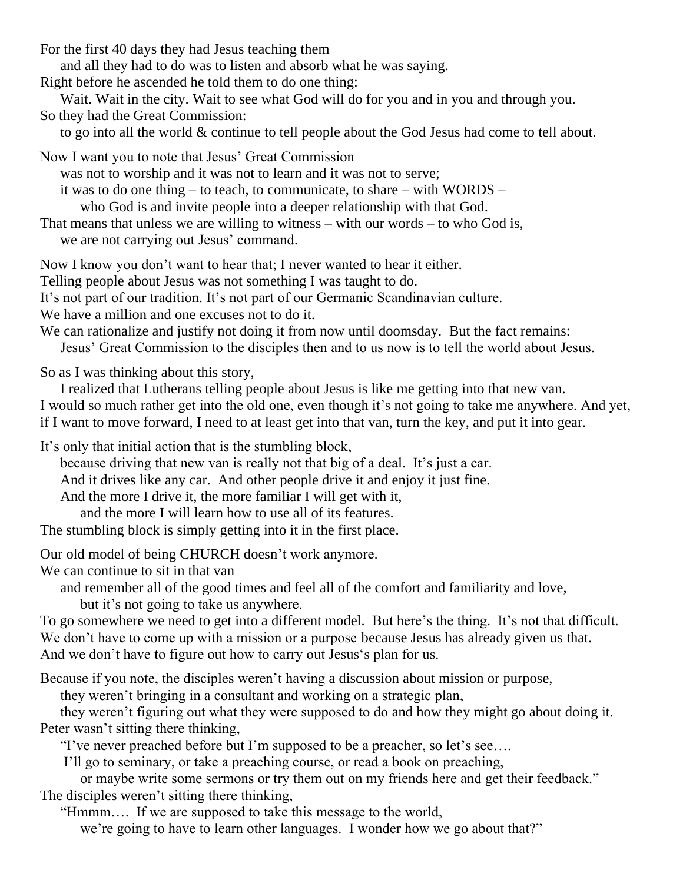For the first 40 days they had Jesus teaching them
and all they had to do was to listen and absorb what he was saying.
Right before he ascended he told them to do one thing:
Wait. Wait in the city. Wait to see what God will do for you and in you and through you.
So they had the Great Commission:
to go into all the world & continue to tell people about the God Jesus had come to tell about.

Now I want you to note that Jesus' Great Commission
was not to worship and it was not to learn and it was not to serve;
it was to do one thing – to teach, to communicate, to share – with WORDS –
who God is and invite people into a deeper relationship with that God.
That means that unless we are willing to witness – with our words – to who God is,
we are not carrying out Jesus' command.

Now I know you don't want to hear that; I never wanted to hear it either.
Telling people about Jesus was not something I was taught to do.
It's not part of our tradition. It's not part of our Germanic Scandinavian culture.
We have a million and one excuses not to do it.
We can rationalize and justify not doing it from now until doomsday. But the fact remains:
Jesus' Great Commission to the disciples then and to us now is to tell the world about Jesus.

So as I was thinking about this story,
I realized that Lutherans telling people about Jesus is like me getting into that new van.
I would so much rather get into the old one, even though it's not going to take me anywhere. And yet,
if I want to move forward, I need to at least get into that van, turn the key, and put it into gear.

It's only that initial action that is the stumbling block,
because driving that new van is really not that big of a deal. It's just a car.
And it drives like any car. And other people drive it and enjoy it just fine.
And the more I drive it, the more familiar I will get with it,
and the more I will learn how to use all of its features.
The stumbling block is simply getting into it in the first place.

Our old model of being CHURCH doesn't work anymore.
We can continue to sit in that van
and remember all of the good times and feel all of the comfort and familiarity and love,
but it's not going to take us anywhere.
To go somewhere we need to get into a different model. But here's the thing. It's not that difficult.
We don't have to come up with a mission or a purpose because Jesus has already given us that.
And we don't have to figure out how to carry out Jesus's plan for us.

Because if you note, the disciples weren't having a discussion about mission or purpose,
they weren't bringing in a consultant and working on a strategic plan,
they weren't figuring out what they were supposed to do and how they might go about doing it.
Peter wasn't sitting there thinking,
"I've never preached before but I'm supposed to be a preacher, so let's see….
I'll go to seminary, or take a preaching course, or read a book on preaching,
or maybe write some sermons or try them out on my friends here and get their feedback."
The disciples weren't sitting there thinking,
"Hmmm…. If we are supposed to take this message to the world,
we're going to have to learn other languages. I wonder how we go about that?"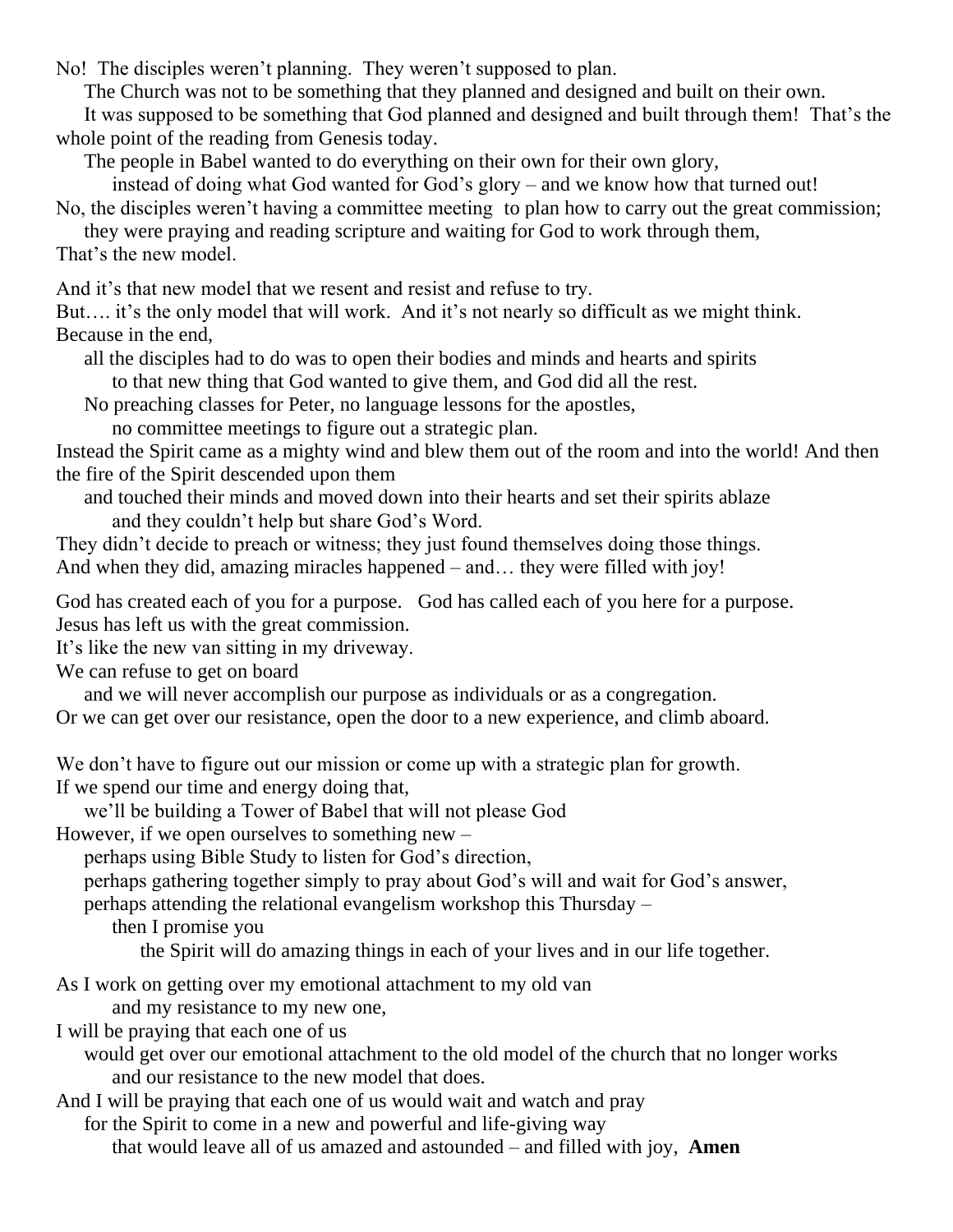No! The disciples weren't planning. They weren't supposed to plan.

The Church was not to be something that they planned and designed and built on their own.

It was supposed to be something that God planned and designed and built through them! That's the whole point of the reading from Genesis today.

The people in Babel wanted to do everything on their own for their own glory,

instead of doing what God wanted for God's glory – and we know how that turned out!

No, the disciples weren't having a committee meeting to plan how to carry out the great commission;

they were praying and reading scripture and waiting for God to work through them,

That's the new model.

And it's that new model that we resent and resist and refuse to try.

But…. it's the only model that will work. And it's not nearly so difficult as we might think.

Because in the end,

all the disciples had to do was to open their bodies and minds and hearts and spirits

to that new thing that God wanted to give them, and God did all the rest.

No preaching classes for Peter, no language lessons for the apostles,

no committee meetings to figure out a strategic plan.

Instead the Spirit came as a mighty wind and blew them out of the room and into the world! And then the fire of the Spirit descended upon them

and touched their minds and moved down into their hearts and set their spirits ablaze

and they couldn't help but share God's Word.

They didn't decide to preach or witness; they just found themselves doing those things.

And when they did, amazing miracles happened – and… they were filled with joy!

God has created each of you for a purpose. God has called each of you here for a purpose.

Jesus has left us with the great commission.

It's like the new van sitting in my driveway.

We can refuse to get on board

and we will never accomplish our purpose as individuals or as a congregation.

Or we can get over our resistance, open the door to a new experience, and climb aboard.

We don't have to figure out our mission or come up with a strategic plan for growth.

If we spend our time and energy doing that,

we'll be building a Tower of Babel that will not please God

However, if we open ourselves to something new –

perhaps using Bible Study to listen for God's direction,

perhaps gathering together simply to pray about God's will and wait for God's answer,

perhaps attending the relational evangelism workshop this Thursday –

then I promise you

the Spirit will do amazing things in each of your lives and in our life together.

As I work on getting over my emotional attachment to my old van

and my resistance to my new one,

I will be praying that each one of us

would get over our emotional attachment to the old model of the church that no longer works

and our resistance to the new model that does.

And I will be praying that each one of us would wait and watch and pray

for the Spirit to come in a new and powerful and life-giving way

that would leave all of us amazed and astounded – and filled with joy, **Amen**